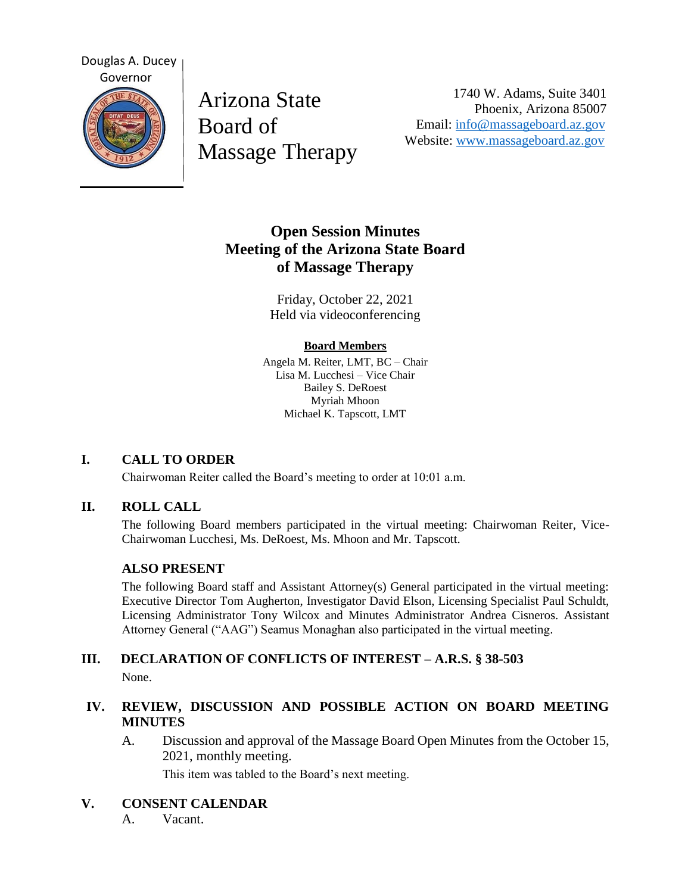Douglas A. Ducey
Governor

# Arizona State Board of Massage Therapy

1740 W. Adams, Suite 3401
Phoenix, Arizona 85007
Email: info@massageboard.az.gov
Website: www.massageboard.az.gov

## Open Session Minutes
## Meeting of the Arizona State Board of Massage Therapy

Friday, October 22, 2021
Held via videoconferencing

**Board Members**

Angela M. Reiter, LMT, BC – Chair
Lisa M. Lucchesi – Vice Chair
Bailey S. DeRoest
Myriah Mhoon
Michael K. Tapscott, LMT

### I. CALL TO ORDER

Chairwoman Reiter called the Board's meeting to order at 10:01 a.m.

### II. ROLL CALL

The following Board members participated in the virtual meeting: Chairwoman Reiter, Vice-Chairwoman Lucchesi, Ms. DeRoest, Ms. Mhoon and Mr. Tapscott.

**ALSO PRESENT**

The following Board staff and Assistant Attorney(s) General participated in the virtual meeting: Executive Director Tom Augherton, Investigator David Elson, Licensing Specialist Paul Schuldt, Licensing Administrator Tony Wilcox and Minutes Administrator Andrea Cisneros. Assistant Attorney General ("AAG") Seamus Monaghan also participated in the virtual meeting.

### III. DECLARATION OF CONFLICTS OF INTEREST – A.R.S. § 38-503

None.

### IV. REVIEW, DISCUSSION AND POSSIBLE ACTION ON BOARD MEETING MINUTES

A. Discussion and approval of the Massage Board Open Minutes from the October 15, 2021, monthly meeting.

This item was tabled to the Board's next meeting.

### V. CONSENT CALENDAR

A. Vacant.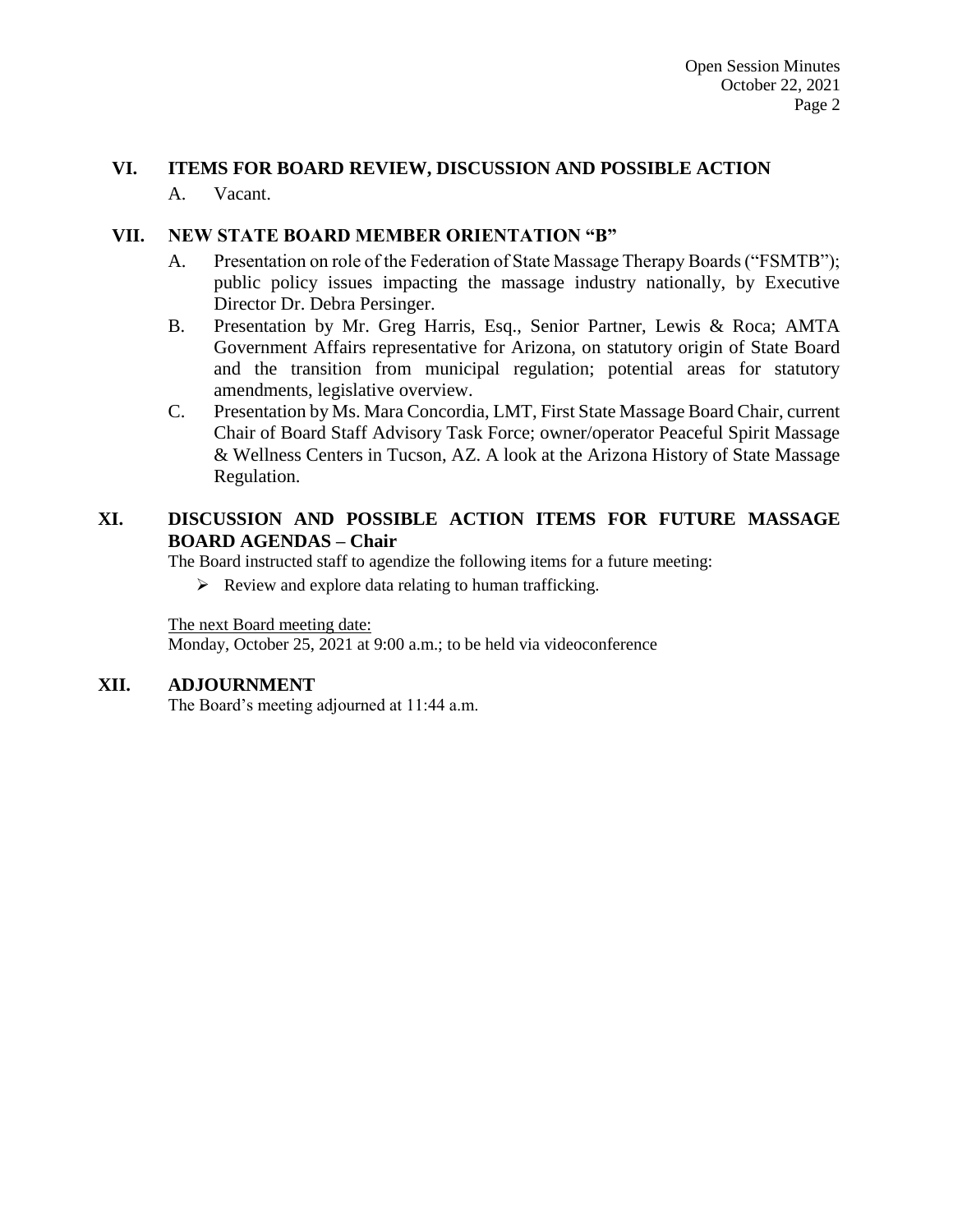## VI. ITEMS FOR BOARD REVIEW, DISCUSSION AND POSSIBLE ACTION

A. Vacant.

## VII. NEW STATE BOARD MEMBER ORIENTATION "B"

A. Presentation on role of the Federation of State Massage Therapy Boards ("FSMTB"); public policy issues impacting the massage industry nationally, by Executive Director Dr. Debra Persinger.

B. Presentation by Mr. Greg Harris, Esq., Senior Partner, Lewis & Roca; AMTA Government Affairs representative for Arizona, on statutory origin of State Board and the transition from municipal regulation; potential areas for statutory amendments, legislative overview.

C. Presentation by Ms. Mara Concordia, LMT, First State Massage Board Chair, current Chair of Board Staff Advisory Task Force; owner/operator Peaceful Spirit Massage & Wellness Centers in Tucson, AZ. A look at the Arizona History of State Massage Regulation.

## XI. DISCUSSION AND POSSIBLE ACTION ITEMS FOR FUTURE MASSAGE BOARD AGENDAS – Chair

The Board instructed staff to agendize the following items for a future meeting:

- Review and explore data relating to human trafficking.

The next Board meeting date:
Monday, October 25, 2021 at 9:00 a.m.; to be held via videoconference

## XII. ADJOURNMENT

The Board's meeting adjourned at 11:44 a.m.